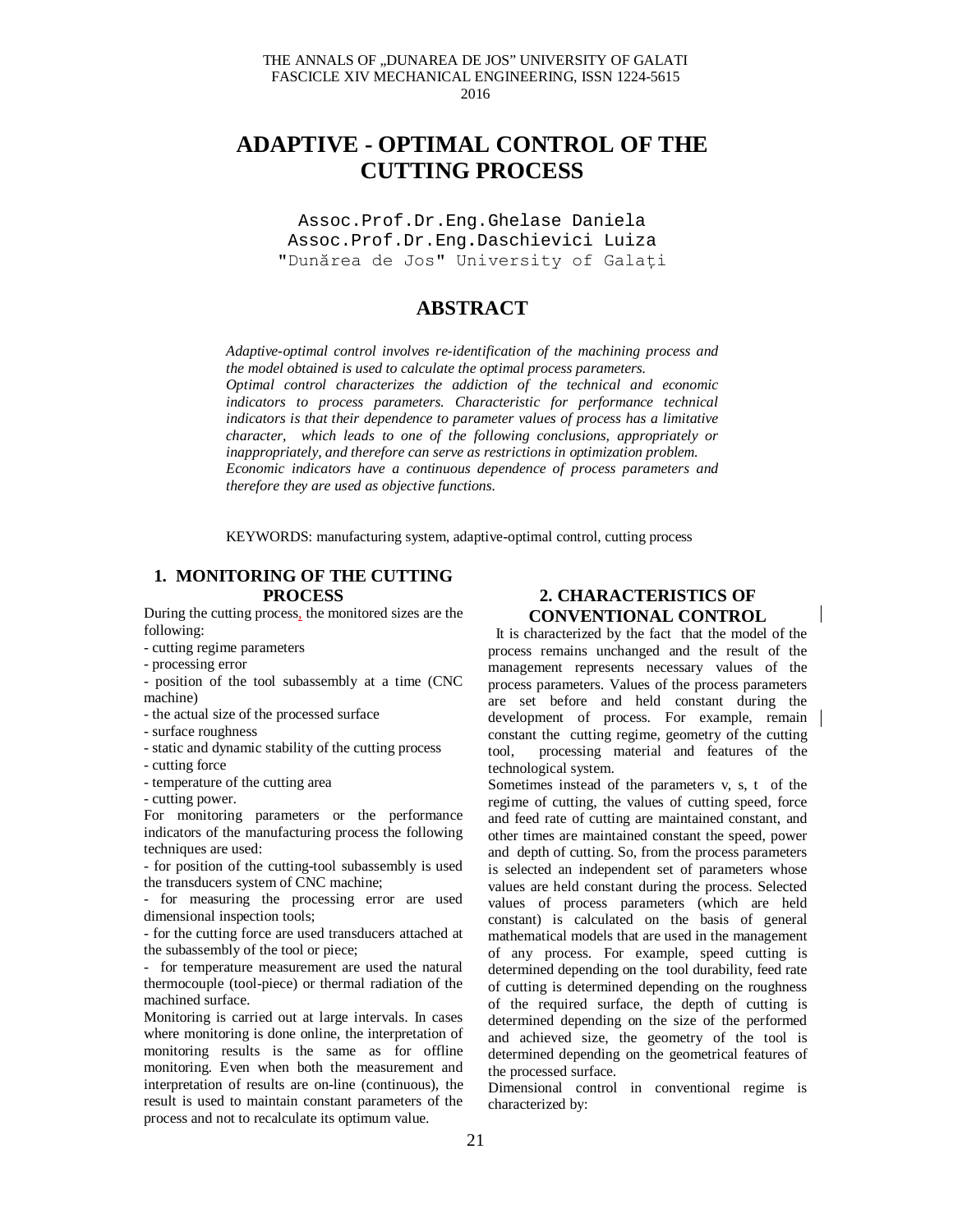# ADAPTIVE - OPTIMAL CONTROL OF THE CUTTING PROCESS

Assoc.Prof.Dr.Eng.Ghelase Daniela
Assoc.Prof.Dr.Eng.Daschievici Luiza
"Dunărea de Jos" University of Galați

## ABSTRACT

*Adaptive-optimal control involves re-identification of the machining process and the model obtained is used to calculate the optimal process parameters.*
*Optimal control characterizes the addiction of the technical and economic indicators to process parameters. Characteristic for performance technical indicators is that their dependence to parameter values of process has a limitative character, which leads to one of the following conclusions, appropriately or inappropriately, and therefore can serve as restrictions in optimization problem.*
*Economic indicators have a continuous dependence of process parameters and therefore they are used as objective functions.*

KEYWORDS: manufacturing system, adaptive-optimal control, cutting process

## 1. MONITORING OF THE CUTTING PROCESS

During the cutting process, the monitored sizes are the following:

- cutting regime parameters
- processing error
- position of the tool subassembly at a time (CNC machine)
- the actual size of the processed surface
- surface roughness
- static and dynamic stability of the cutting process
- cutting force
- temperature of the cutting area
- cutting power.

For monitoring parameters or the performance indicators of the manufacturing process the following techniques are used:

- for position of the cutting-tool subassembly is used the transducers system of CNC machine;
- for measuring the processing error are used dimensional inspection tools;
- for the cutting force are used transducers attached at the subassembly of the tool or piece;
- for temperature measurement are used the natural thermocouple (tool-piece) or thermal radiation of the machined surface.

Monitoring is carried out at large intervals. In cases where monitoring is done online, the interpretation of monitoring results is the same as for offline monitoring. Even when both the measurement and interpretation of results are on-line (continuous), the result is used to maintain constant parameters of the process and not to recalculate its optimum value.

## 2. CHARACTERISTICS OF CONVENTIONAL CONTROL

It is characterized by the fact that the model of the process remains unchanged and the result of the management represents necessary values of the process parameters. Values of the process parameters are set before and held constant during the development of process. For example, remain constant the cutting regime, geometry of the cutting tool, processing material and features of the technological system.

Sometimes instead of the parameters v, s, t of the regime of cutting, the values of cutting speed, force and feed rate of cutting are maintained constant, and other times are maintained constant the speed, power and depth of cutting. So, from the process parameters is selected an independent set of parameters whose values are held constant during the process. Selected values of process parameters (which are held constant) is calculated on the basis of general mathematical models that are used in the management of any process. For example, speed cutting is determined depending on the tool durability, feed rate of cutting is determined depending on the roughness of the required surface, the depth of cutting is determined depending on the size of the performed and achieved size, the geometry of the tool is determined depending on the geometrical features of the processed surface.

Dimensional control in conventional regime is characterized by: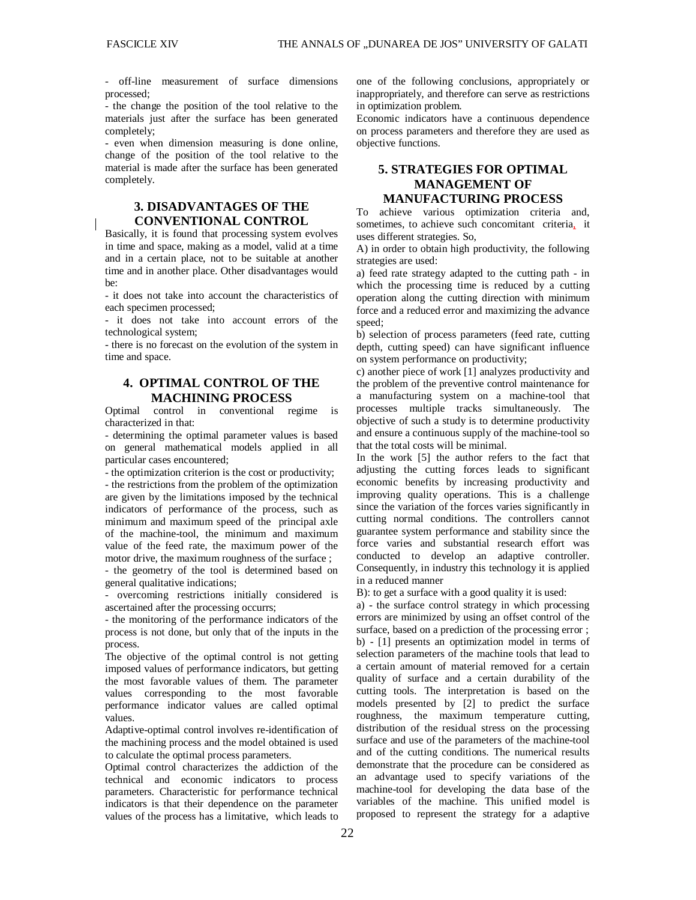- off-line measurement of surface dimensions processed;
- the change the position of the tool relative to the materials just after the surface has been generated completely;
- even when dimension measuring is done online, change of the position of the tool relative to the material is made after the surface has been generated completely.

## 3. DISADVANTAGES OF THE CONVENTIONAL CONTROL

Basically, it is found that processing system evolves in time and space, making as a model, valid at a time and in a certain place, not to be suitable at another time and in another place. Other disadvantages would be:

- it does not take into account the characteristics of each specimen processed;
- it does not take into account errors of the technological system;
- there is no forecast on the evolution of the system in time and space.

## 4. OPTIMAL CONTROL OF THE MACHINING PROCESS

Optimal control in conventional regime is characterized in that:

- determining the optimal parameter values is based on general mathematical models applied in all particular cases encountered;
- the optimization criterion is the cost or productivity;
- the restrictions from the problem of the optimization are given by the limitations imposed by the technical indicators of performance of the process, such as minimum and maximum speed of the principal axle of the machine-tool, the minimum and maximum value of the feed rate, the maximum power of the motor drive, the maximum roughness of the surface ;
- the geometry of the tool is determined based on general qualitative indications;
- overcoming restrictions initially considered is ascertained after the processing occurrs;
- the monitoring of the performance indicators of the process is not done, but only that of the inputs in the process.

The objective of the optimal control is not getting imposed values of performance indicators, but getting the most favorable values of them. The parameter values corresponding to the most favorable performance indicator values are called optimal values.

Adaptive-optimal control involves re-identification of the machining process and the model obtained is used to calculate the optimal process parameters.

Optimal control characterizes the addiction of the technical and economic indicators to process parameters. Characteristic for performance technical indicators is that their dependence on the parameter values of the process has a limitative, which leads to one of the following conclusions, appropriately or inappropriately, and therefore can serve as restrictions in optimization problem.

Economic indicators have a continuous dependence on process parameters and therefore they are used as objective functions.

## 5. STRATEGIES FOR OPTIMAL MANAGEMENT OF MANUFACTURING PROCESS

To achieve various optimization criteria and, sometimes, to achieve such concomitant criteria, it uses different strategies. So,

A) in order to obtain high productivity, the following strategies are used:

a) feed rate strategy adapted to the cutting path - in which the processing time is reduced by a cutting operation along the cutting direction with minimum force and a reduced error and maximizing the advance speed;

b) selection of process parameters (feed rate, cutting depth, cutting speed) can have significant influence on system performance on productivity;

c) another piece of work [1] analyzes productivity and the problem of the preventive control maintenance for a manufacturing system on a machine-tool that processes multiple tracks simultaneously. The objective of such a study is to determine productivity and ensure a continuous supply of the machine-tool so that the total costs will be minimal.

In the work [5] the author refers to the fact that adjusting the cutting forces leads to significant economic benefits by increasing productivity and improving quality operations. This is a challenge since the variation of the forces varies significantly in cutting normal conditions. The controllers cannot guarantee system performance and stability since the force varies and substantial research effort was conducted to develop an adaptive controller. Consequently, in industry this technology it is applied in a reduced manner

B): to get a surface with a good quality it is used:

a) - the surface control strategy in which processing errors are minimized by using an offset control of the surface, based on a prediction of the processing error ;

b) - [1] presents an optimization model in terms of selection parameters of the machine tools that lead to a certain amount of material removed for a certain quality of surface and a certain durability of the cutting tools. The interpretation is based on the models presented by [2] to predict the surface roughness, the maximum temperature cutting, distribution of the residual stress on the processing surface and use of the parameters of the machine-tool and of the cutting conditions. The numerical results demonstrate that the procedure can be considered as an advantage used to specify variations of the machine-tool for developing the data base of the variables of the machine. This unified model is proposed to represent the strategy for a adaptive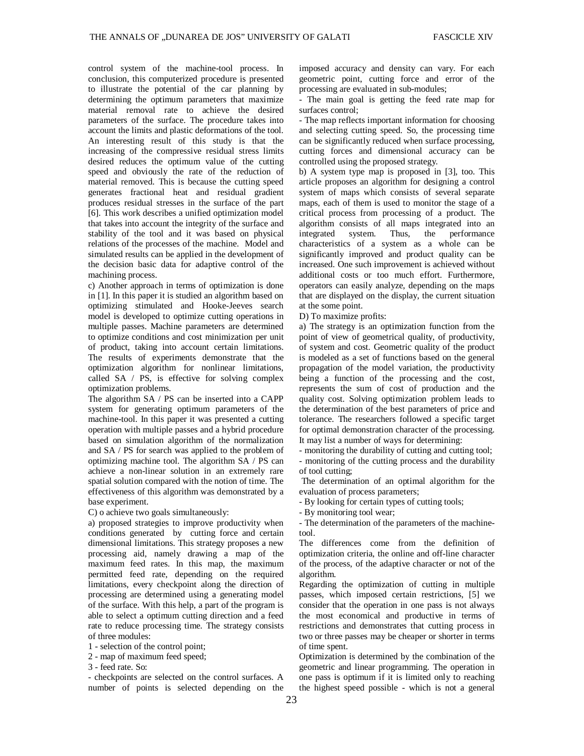control system of the machine-tool process. In conclusion, this computerized procedure is presented to illustrate the potential of the car planning by determining the optimum parameters that maximize material removal rate to achieve the desired parameters of the surface. The procedure takes into account the limits and plastic deformations of the tool. An interesting result of this study is that the increasing of the compressive residual stress limits desired reduces the optimum value of the cutting speed and obviously the rate of the reduction of material removed. This is because the cutting speed generates fractional heat and residual gradient produces residual stresses in the surface of the part [6]. This work describes a unified optimization model that takes into account the integrity of the surface and stability of the tool and it was based on physical relations of the processes of the machine. Model and simulated results can be applied in the development of the decision basic data for adaptive control of the machining process.

c) Another approach in terms of optimization is done in [1]. In this paper it is studied an algorithm based on optimizing stimulated and Hooke-Jeeves search model is developed to optimize cutting operations in multiple passes. Machine parameters are determined to optimize conditions and cost minimization per unit of product, taking into account certain limitations. The results of experiments demonstrate that the optimization algorithm for nonlinear limitations, called SA / PS, is effective for solving complex optimization problems.

The algorithm SA / PS can be inserted into a CAPP system for generating optimum parameters of the machine-tool. In this paper it was presented a cutting operation with multiple passes and a hybrid procedure based on simulation algorithm of the normalization and SA / PS for search was applied to the problem of optimizing machine tool. The algorithm SA / PS can achieve a non-linear solution in an extremely rare spatial solution compared with the notion of time. The effectiveness of this algorithm was demonstrated by a base experiment.

C) o achieve two goals simultaneously:

a) proposed strategies to improve productivity when conditions generated by cutting force and certain dimensional limitations. This strategy proposes a new processing aid, namely drawing a map of the maximum feed rates. In this map, the maximum permitted feed rate, depending on the required limitations, every checkpoint along the direction of processing are determined using a generating model of the surface. With this help, a part of the program is able to select a optimum cutting direction and a feed rate to reduce processing time. The strategy consists of three modules:

1 - selection of the control point;

2 - map of maximum feed speed;

3 - feed rate. So:

- checkpoints are selected on the control surfaces. A number of points is selected depending on the imposed accuracy and density can vary. For each geometric point, cutting force and error of the processing are evaluated in sub-modules;
- The main goal is getting the feed rate map for surfaces control;
- The map reflects important information for choosing and selecting cutting speed. So, the processing time can be significantly reduced when surface processing, cutting forces and dimensional accuracy can be controlled using the proposed strategy.

b) A system type map is proposed in [3], too. This article proposes an algorithm for designing a control system of maps which consists of several separate maps, each of them is used to monitor the stage of a critical process from processing of a product. The algorithm consists of all maps integrated into an integrated system. Thus, the performance characteristics of a system as a whole can be significantly improved and product quality can be increased. One such improvement is achieved without additional costs or too much effort. Furthermore, operators can easily analyze, depending on the maps that are displayed on the display, the current situation at the some point.

D) To maximize profits:

a) The strategy is an optimization function from the point of view of geometrical quality, of productivity, of system and cost. Geometric quality of the product is modeled as a set of functions based on the general propagation of the model variation, the productivity being a function of the processing and the cost, represents the sum of cost of production and the quality cost. Solving optimization problem leads to the determination of the best parameters of price and tolerance. The researchers followed a specific target for optimal demonstration character of the processing. It may list a number of ways for determining:

- monitoring the durability of cutting and cutting tool;
- monitoring of the cutting process and the durability of tool cutting;

The determination of an optimal algorithm for the evaluation of process parameters;

- By looking for certain types of cutting tools;
- By monitoring tool wear;
- The determination of the parameters of the machine-tool.

The differences come from the definition of optimization criteria, the online and off-line character of the process, of the adaptive character or not of the algorithm.

Regarding the optimization of cutting in multiple passes, which imposed certain restrictions, [5] we consider that the operation in one pass is not always the most economical and productive in terms of restrictions and demonstrates that cutting process in two or three passes may be cheaper or shorter in terms of time spent.

Optimization is determined by the combination of the geometric and linear programming. The operation in one pass is optimum if it is limited only to reaching the highest speed possible - which is not a general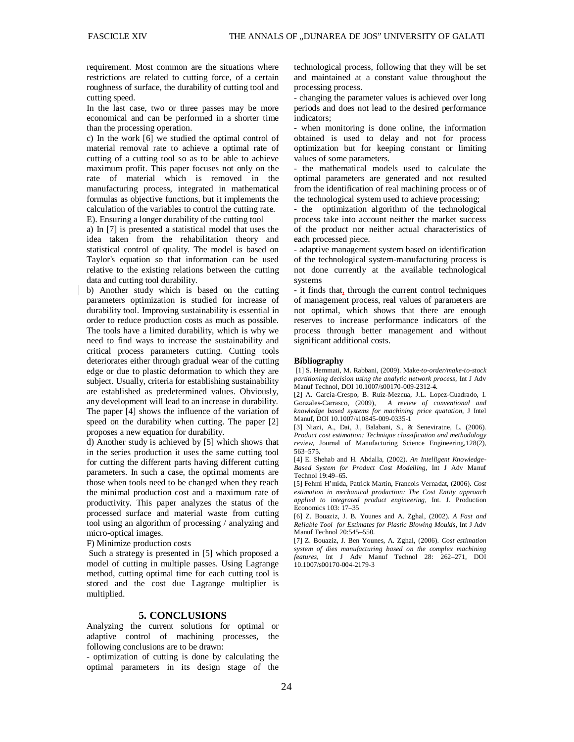requirement. Most common are the situations where restrictions are related to cutting force, of a certain roughness of surface, the durability of cutting tool and cutting speed.

In the last case, two or three passes may be more economical and can be performed in a shorter time than the processing operation.

c) In the work [6] we studied the optimal control of material removal rate to achieve a optimal rate of cutting of a cutting tool so as to be able to achieve maximum profit. This paper focuses not only on the rate of material which is removed in the manufacturing process, integrated in mathematical formulas as objective functions, but it implements the calculation of the variables to control the cutting rate.

E). Ensuring a longer durability of the cutting tool

a) In [7] is presented a statistical model that uses the idea taken from the rehabilitation theory and statistical control of quality. The model is based on Taylor's equation so that information can be used relative to the existing relations between the cutting data and cutting tool durability.

b) Another study which is based on the cutting parameters optimization is studied for increase of durability tool. Improving sustainability is essential in order to reduce production costs as much as possible. The tools have a limited durability, which is why we need to find ways to increase the sustainability and critical process parameters cutting. Cutting tools deteriorates either through gradual wear of the cutting edge or due to plastic deformation to which they are subject. Usually, criteria for establishing sustainability are established as predetermined values. Obviously, any development will lead to an increase in durability. The paper [4] shows the influence of the variation of speed on the durability when cutting. The paper [2] proposes a new equation for durability.

d) Another study is achieved by [5] which shows that in the series production it uses the same cutting tool for cutting the different parts having different cutting parameters. In such a case, the optimal moments are those when tools need to be changed when they reach the minimal production cost and a maximum rate of productivity. This paper analyzes the status of the processed surface and material waste from cutting tool using an algorithm of processing / analyzing and micro-optical images.

F) Minimize production costs

Such a strategy is presented in [5] which proposed a model of cutting in multiple passes. Using Lagrange method, cutting optimal time for each cutting tool is stored and the cost due Lagrange multiplier is multiplied.

## 5. CONCLUSIONS

Analyzing the current solutions for optimal or adaptive control of machining processes, the following conclusions are to be drawn:

- optimization of cutting is done by calculating the optimal parameters in its design stage of the technological process, following that they will be set and maintained at a constant value throughout the processing process.
- changing the parameter values is achieved over long periods and does not lead to the desired performance indicators;
- when monitoring is done online, the information obtained is used to delay and not for process optimization but for keeping constant or limiting values of some parameters.
- the mathematical models used to calculate the optimal parameters are generated and not resulted from the identification of real machining process or of the technological system used to achieve processing;
- the optimization algorithm of the technological process take into account neither the market success of the product nor neither actual characteristics of each processed piece.
- adaptive management system based on identification of the technological system-manufacturing process is not done currently at the available technological systems
- it finds that, through the current control techniques of management process, real values of parameters are not optimal, which shows that there are enough reserves to increase performance indicators of the process through better management and without significant additional costs.

### Bibliography

[1] S. Hemmati, M. Rabbani, (2009). Make*-to-order/make-to-stock partitioning decision using the analytic network process*, Int J Adv Manuf Technol, DOI 10.1007/s00170-009-2312-4.

[2] A. Garcia-Crespo, B. Ruiz-Mezcua, J.L. Lopez-Cuadrado, I. Gonzales-Carrasco, (2009), *A review of conventional and knowledge based systems for machining price quatation*, J Intel Manuf, DOI 10.1007/s10845-009-0335-1

[3] Niazi, A., Dai, J., Balabani, S., & Seneviratne, L. (2006). *Product cost estimation: Technique classification and methodology review*, Journal of Manufacturing Science Engineering,128(2), 563–575.

[4] E. Shehab and H. Abdalla, (2002). *An Intelligent Knowledge-Based System for Product Cost Modelling*, Int J Adv Manuf Technol 19:49–65.

[5] Fehmi H'mida, Patrick Martin, Francois Vernadat, (2006). *Cost estimation in mechanical production: The Cost Entity approach applied to integrated product engineering*, Int. J. Production Economics 103: 17–35

[6] Z. Bouaziz, J. B. Younes and A. Zghal, (2002). *A Fast and Reliable Tool for Estimates for Plastic Blowing Moulds*, Int J Adv Manuf Technol 20:545–550.

[7] Z. Bouaziz, J. Ben Younes, A. Zghal, (2006). *Cost estimation system of dies manufacturing based on the complex machining features*, Int J Adv Manuf Technol 28: 262–271, DOI 10.1007/s00170-004-2179-3